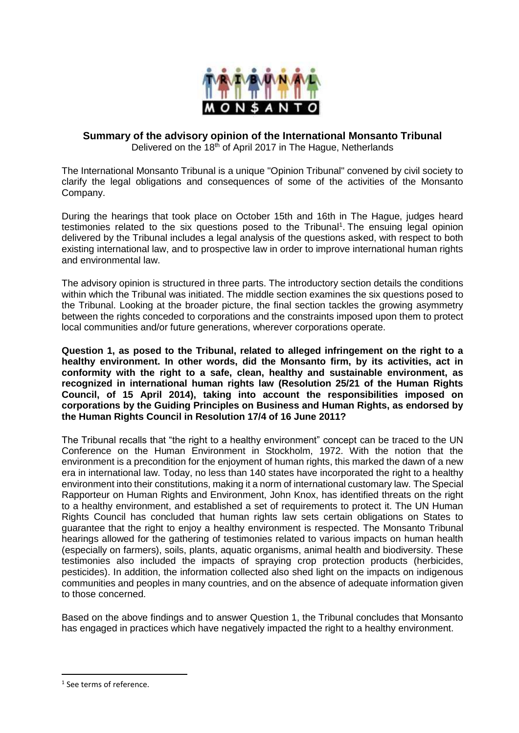# Summary of the advisory opinion of the International Monsanto Tribunal

Delivered on the 18th of April 2017 in The Hague, Netherlands

The International Monsanto Tribunal is a unique "Opinion Tribunal" convened by civil society to clarify the legal obligations and consequences of some of the activities of the Monsanto Company.

During the hearings that took place on October 15th and 16th in The Hague, judges heard testimonies related to the six questions posed to the Tribunal[1]. The ensuing legal opinion delivered by the Tribunal includes a legal analysis of the questions asked, with respect to both existing international law, and to prospective law in order to improve international human rights and environmental law.

The advisory opinion is structured in three parts. The introductory section details the conditions within which the Tribunal was initiated. The middle section examines the six questions posed to the Tribunal. Looking at the broader picture, the final section tackles the growing asymmetry between the rights conceded to corporations and the constraints imposed upon them to protect local communities and/or future generations, wherever corporations operate.

**Question 1, as posed to the Tribunal, related to alleged infringement on the right to a healthy environment. In other words, did the Monsanto firm, by its activities, act in conformity with the right to a safe, clean, healthy and sustainable environment, as recognized in international human rights law (Resolution 25/21 of the Human Rights Council, of 15 April 2014), taking into account the responsibilities imposed on corporations by the Guiding Principles on Business and Human Rights, as endorsed by the Human Rights Council in Resolution 17/4 of 16 June 2011?**

The Tribunal recalls that "the right to a healthy environment" concept can be traced to the UN Conference on the Human Environment in Stockholm, 1972. With the notion that the environment is a precondition for the enjoyment of human rights, this marked the dawn of a new era in international law. Today, no less than 140 states have incorporated the right to a healthy environment into their constitutions, making it a norm of international customary law. The Special Rapporteur on Human Rights and Environment, John Knox, has identified threats on the right to a healthy environment, and established a set of requirements to protect it. The UN Human Rights Council has concluded that human rights law sets certain obligations on States to guarantee that the right to enjoy a healthy environment is respected. The Monsanto Tribunal hearings allowed for the gathering of testimonies related to various impacts on human health (especially on farmers), soils, plants, aquatic organisms, animal health and biodiversity. These testimonies also included the impacts of spraying crop protection products (herbicides, pesticides). In addition, the information collected also shed light on the impacts on indigenous communities and peoples in many countries, and on the absence of adequate information given to those concerned.

Based on the above findings and to answer Question 1, the Tribunal concludes that Monsanto has engaged in practices which have negatively impacted the right to a healthy environment.

[1] See terms of reference.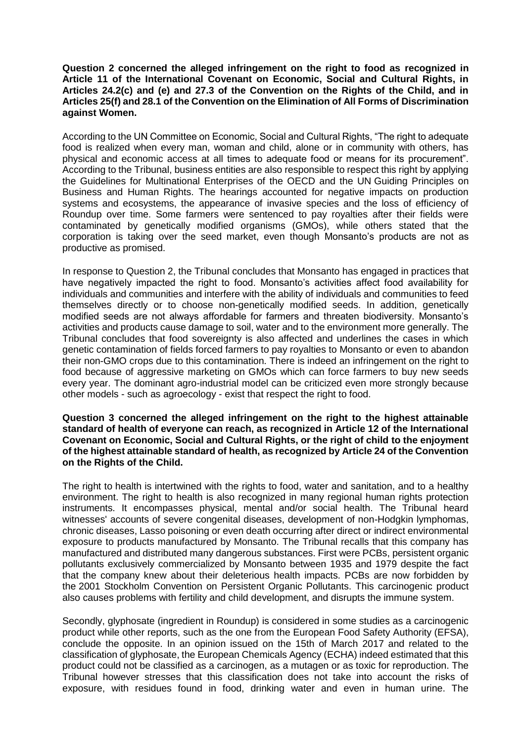**Question 2 concerned the alleged infringement on the right to food as recognized in Article 11 of the International Covenant on Economic, Social and Cultural Rights, in Articles 24.2(c) and (e) and 27.3 of the Convention on the Rights of the Child, and in Articles 25(f) and 28.1 of the Convention on the Elimination of All Forms of Discrimination against Women.**

According to the UN Committee on Economic, Social and Cultural Rights, "The right to adequate food is realized when every man, woman and child, alone or in community with others, has physical and economic access at all times to adequate food or means for its procurement". According to the Tribunal, business entities are also responsible to respect this right by applying the Guidelines for Multinational Enterprises of the OECD and the UN Guiding Principles on Business and Human Rights. The hearings accounted for negative impacts on production systems and ecosystems, the appearance of invasive species and the loss of efficiency of Roundup over time. Some farmers were sentenced to pay royalties after their fields were contaminated by genetically modified organisms (GMOs), while others stated that the corporation is taking over the seed market, even though Monsanto's products are not as productive as promised.

In response to Question 2, the Tribunal concludes that Monsanto has engaged in practices that have negatively impacted the right to food. Monsanto's activities affect food availability for individuals and communities and interfere with the ability of individuals and communities to feed themselves directly or to choose non-genetically modified seeds. In addition, genetically modified seeds are not always affordable for farmers and threaten biodiversity. Monsanto's activities and products cause damage to soil, water and to the environment more generally. The Tribunal concludes that food sovereignty is also affected and underlines the cases in which genetic contamination of fields forced farmers to pay royalties to Monsanto or even to abandon their non-GMO crops due to this contamination. There is indeed an infringement on the right to food because of aggressive marketing on GMOs which can force farmers to buy new seeds every year. The dominant agro-industrial model can be criticized even more strongly because other models - such as agroecology - exist that respect the right to food.

**Question 3 concerned the alleged infringement on the right to the highest attainable standard of health of everyone can reach, as recognized in Article 12 of the International Covenant on Economic, Social and Cultural Rights, or the right of child to the enjoyment of the highest attainable standard of health, as recognized by Article 24 of the Convention on the Rights of the Child.**

The right to health is intertwined with the rights to food, water and sanitation, and to a healthy environment. The right to health is also recognized in many regional human rights protection instruments. It encompasses physical, mental and/or social health. The Tribunal heard witnesses' accounts of severe congenital diseases, development of non-Hodgkin lymphomas, chronic diseases, Lasso poisoning or even death occurring after direct or indirect environmental exposure to products manufactured by Monsanto. The Tribunal recalls that this company has manufactured and distributed many dangerous substances. First were PCBs, persistent organic pollutants exclusively commercialized by Monsanto between 1935 and 1979 despite the fact that the company knew about their deleterious health impacts. PCBs are now forbidden by the 2001 Stockholm Convention on Persistent Organic Pollutants. This carcinogenic product also causes problems with fertility and child development, and disrupts the immune system.

Secondly, glyphosate (ingredient in Roundup) is considered in some studies as a carcinogenic product while other reports, such as the one from the European Food Safety Authority (EFSA), conclude the opposite. In an opinion issued on the 15th of March 2017 and related to the classification of glyphosate, the European Chemicals Agency (ECHA) indeed estimated that this product could not be classified as a carcinogen, as a mutagen or as toxic for reproduction. The Tribunal however stresses that this classification does not take into account the risks of exposure, with residues found in food, drinking water and even in human urine. The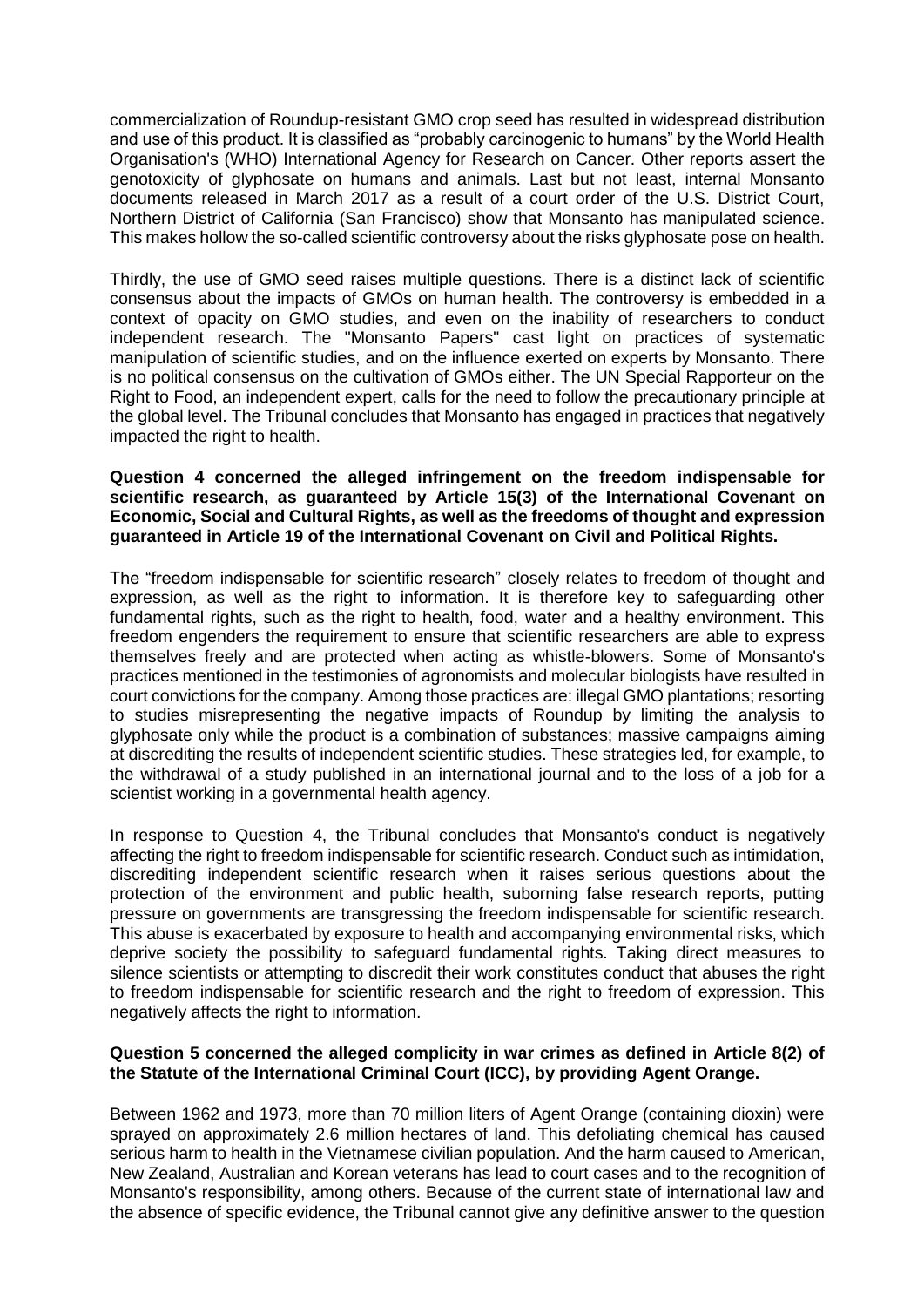commercialization of Roundup-resistant GMO crop seed has resulted in widespread distribution and use of this product. It is classified as "probably carcinogenic to humans" by the World Health Organisation's (WHO) International Agency for Research on Cancer. Other reports assert the genotoxicity of glyphosate on humans and animals. Last but not least, internal Monsanto documents released in March 2017 as a result of a court order of the U.S. District Court, Northern District of California (San Francisco) show that Monsanto has manipulated science. This makes hollow the so-called scientific controversy about the risks glyphosate pose on health.

Thirdly, the use of GMO seed raises multiple questions. There is a distinct lack of scientific consensus about the impacts of GMOs on human health. The controversy is embedded in a context of opacity on GMO studies, and even on the inability of researchers to conduct independent research. The "Monsanto Papers" cast light on practices of systematic manipulation of scientific studies, and on the influence exerted on experts by Monsanto. There is no political consensus on the cultivation of GMOs either. The UN Special Rapporteur on the Right to Food, an independent expert, calls for the need to follow the precautionary principle at the global level. The Tribunal concludes that Monsanto has engaged in practices that negatively impacted the right to health.

**Question 4 concerned the alleged infringement on the freedom indispensable for scientific research, as guaranteed by Article 15(3) of the International Covenant on Economic, Social and Cultural Rights, as well as the freedoms of thought and expression guaranteed in Article 19 of the International Covenant on Civil and Political Rights.**

The "freedom indispensable for scientific research" closely relates to freedom of thought and expression, as well as the right to information. It is therefore key to safeguarding other fundamental rights, such as the right to health, food, water and a healthy environment. This freedom engenders the requirement to ensure that scientific researchers are able to express themselves freely and are protected when acting as whistle-blowers. Some of Monsanto's practices mentioned in the testimonies of agronomists and molecular biologists have resulted in court convictions for the company. Among those practices are: illegal GMO plantations; resorting to studies misrepresenting the negative impacts of Roundup by limiting the analysis to glyphosate only while the product is a combination of substances; massive campaigns aiming at discrediting the results of independent scientific studies. These strategies led, for example, to the withdrawal of a study published in an international journal and to the loss of a job for a scientist working in a governmental health agency.

In response to Question 4, the Tribunal concludes that Monsanto's conduct is negatively affecting the right to freedom indispensable for scientific research. Conduct such as intimidation, discrediting independent scientific research when it raises serious questions about the protection of the environment and public health, suborning false research reports, putting pressure on governments are transgressing the freedom indispensable for scientific research. This abuse is exacerbated by exposure to health and accompanying environmental risks, which deprive society the possibility to safeguard fundamental rights. Taking direct measures to silence scientists or attempting to discredit their work constitutes conduct that abuses the right to freedom indispensable for scientific research and the right to freedom of expression. This negatively affects the right to information.

**Question 5 concerned the alleged complicity in war crimes as defined in Article 8(2) of the Statute of the International Criminal Court (ICC), by providing Agent Orange.**

Between 1962 and 1973, more than 70 million liters of Agent Orange (containing dioxin) were sprayed on approximately 2.6 million hectares of land. This defoliating chemical has caused serious harm to health in the Vietnamese civilian population. And the harm caused to American, New Zealand, Australian and Korean veterans has lead to court cases and to the recognition of Monsanto's responsibility, among others. Because of the current state of international law and the absence of specific evidence, the Tribunal cannot give any definitive answer to the question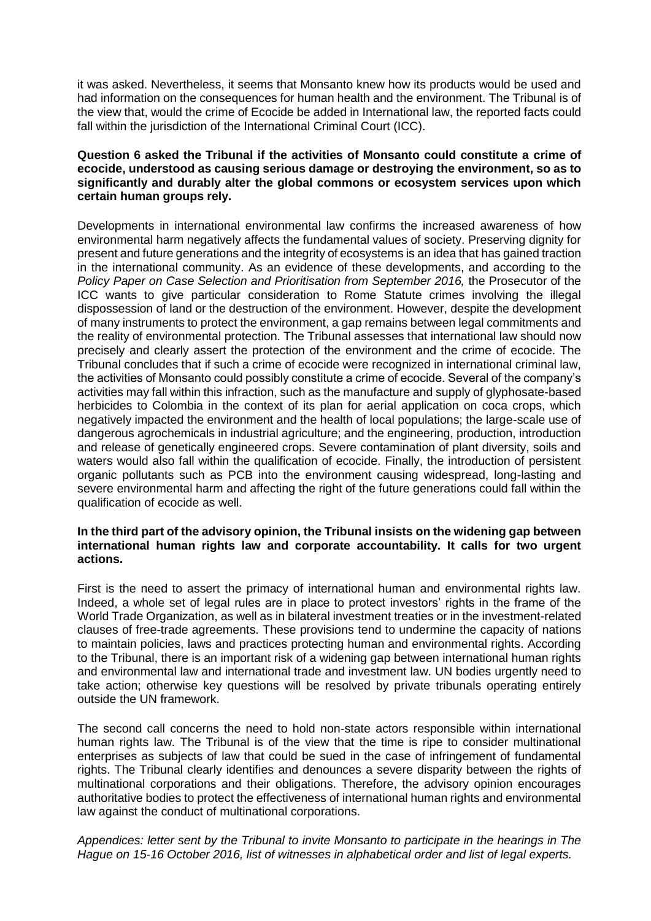it was asked. Nevertheless, it seems that Monsanto knew how its products would be used and had information on the consequences for human health and the environment. The Tribunal is of the view that, would the crime of Ecocide be added in International law, the reported facts could fall within the jurisdiction of the International Criminal Court (ICC).

**Question 6 asked the Tribunal if the activities of Monsanto could constitute a crime of ecocide, understood as causing serious damage or destroying the environment, so as to significantly and durably alter the global commons or ecosystem services upon which certain human groups rely.**

Developments in international environmental law confirms the increased awareness of how environmental harm negatively affects the fundamental values of society. Preserving dignity for present and future generations and the integrity of ecosystems is an idea that has gained traction in the international community. As an evidence of these developments, and according to the *Policy Paper on Case Selection and Prioritisation from September 2016,* the Prosecutor of the ICC wants to give particular consideration to Rome Statute crimes involving the illegal dispossession of land or the destruction of the environment. However, despite the development of many instruments to protect the environment, a gap remains between legal commitments and the reality of environmental protection. The Tribunal assesses that international law should now precisely and clearly assert the protection of the environment and the crime of ecocide. The Tribunal concludes that if such a crime of ecocide were recognized in international criminal law, the activities of Monsanto could possibly constitute a crime of ecocide. Several of the company's activities may fall within this infraction, such as the manufacture and supply of glyphosate-based herbicides to Colombia in the context of its plan for aerial application on coca crops, which negatively impacted the environment and the health of local populations; the large-scale use of dangerous agrochemicals in industrial agriculture; and the engineering, production, introduction and release of genetically engineered crops. Severe contamination of plant diversity, soils and waters would also fall within the qualification of ecocide. Finally, the introduction of persistent organic pollutants such as PCB into the environment causing widespread, long-lasting and severe environmental harm and affecting the right of the future generations could fall within the qualification of ecocide as well.

**In the third part of the advisory opinion, the Tribunal insists on the widening gap between international human rights law and corporate accountability. It calls for two urgent actions.**

First is the need to assert the primacy of international human and environmental rights law. Indeed, a whole set of legal rules are in place to protect investors' rights in the frame of the World Trade Organization, as well as in bilateral investment treaties or in the investment-related clauses of free-trade agreements. These provisions tend to undermine the capacity of nations to maintain policies, laws and practices protecting human and environmental rights. According to the Tribunal, there is an important risk of a widening gap between international human rights and environmental law and international trade and investment law. UN bodies urgently need to take action; otherwise key questions will be resolved by private tribunals operating entirely outside the UN framework.

The second call concerns the need to hold non-state actors responsible within international human rights law. The Tribunal is of the view that the time is ripe to consider multinational enterprises as subjects of law that could be sued in the case of infringement of fundamental rights. The Tribunal clearly identifies and denounces a severe disparity between the rights of multinational corporations and their obligations. Therefore, the advisory opinion encourages authoritative bodies to protect the effectiveness of international human rights and environmental law against the conduct of multinational corporations.

*Appendices: letter sent by the Tribunal to invite Monsanto to participate in the hearings in The Hague on 15-16 October 2016, list of witnesses in alphabetical order and list of legal experts.*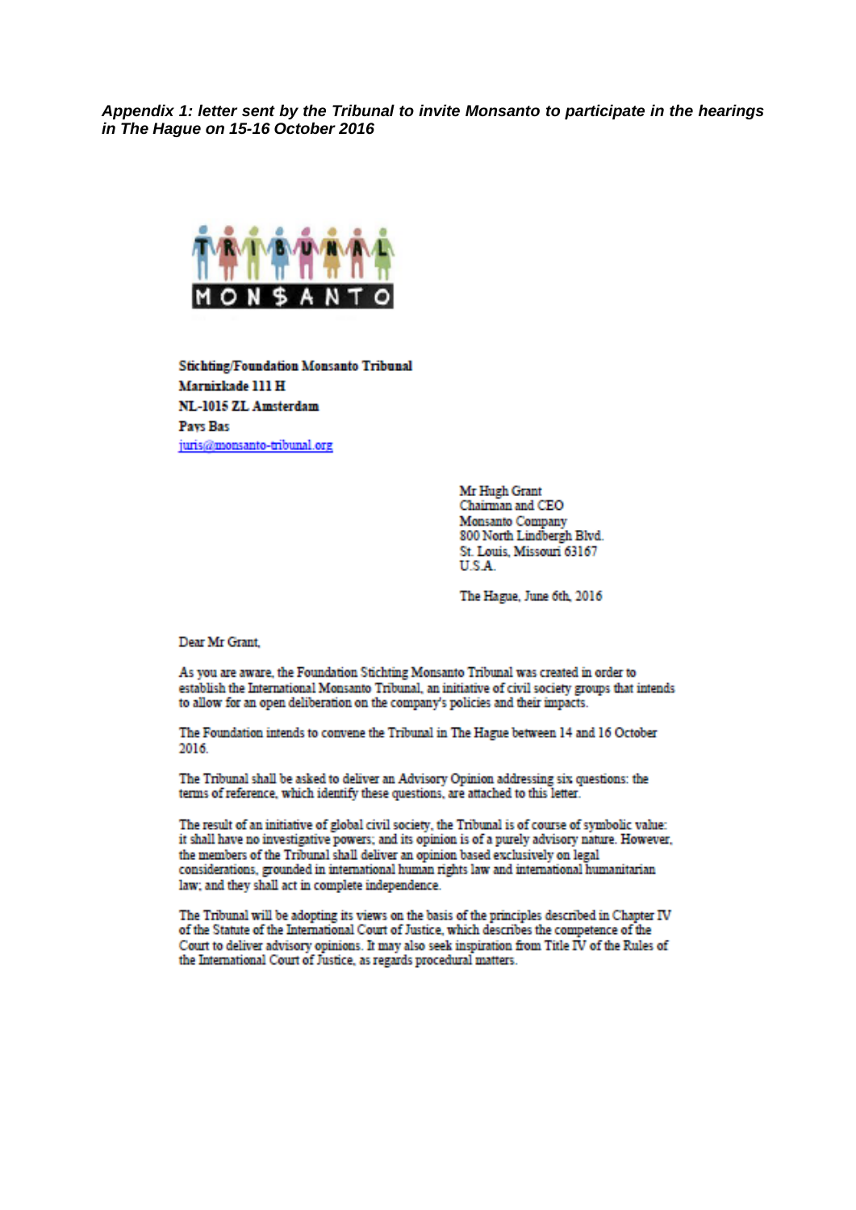***Appendix 1: letter sent by the Tribunal to invite Monsanto to participate in the hearings in The Hague on 15-16 October 2016***

TRIBUNAL MON$ANTO

**Stichting/Foundation Monsanto Tribunal**
**Marnixkade 111 H**
**NL-1015 ZL Amsterdam**
**Pays Bas**
juris@monsanto-tribunal.org

Mr Hugh Grant
Chairman and CEO
Monsanto Company
800 North Lindbergh Blvd.
St. Louis, Missouri 63167
U.S.A.

The Hague, June 6th, 2016

Dear Mr Grant,

As you are aware, the Foundation Stichting Monsanto Tribunal was created in order to establish the International Monsanto Tribunal, an initiative of civil society groups that intends to allow for an open deliberation on the company's policies and their impacts.

The Foundation intends to convene the Tribunal in The Hague between 14 and 16 October 2016.

The Tribunal shall be asked to deliver an Advisory Opinion addressing six questions: the terms of reference, which identify these questions, are attached to this letter.

The result of an initiative of global civil society, the Tribunal is of course of symbolic value: it shall have no investigative powers; and its opinion is of a purely advisory nature. However, the members of the Tribunal shall deliver an opinion based exclusively on legal considerations, grounded in international human rights law and international humanitarian law; and they shall act in complete independence.

The Tribunal will be adopting its views on the basis of the principles described in Chapter IV of the Statute of the International Court of Justice, which describes the competence of the Court to deliver advisory opinions. It may also seek inspiration from Title IV of the Rules of the International Court of Justice, as regards procedural matters.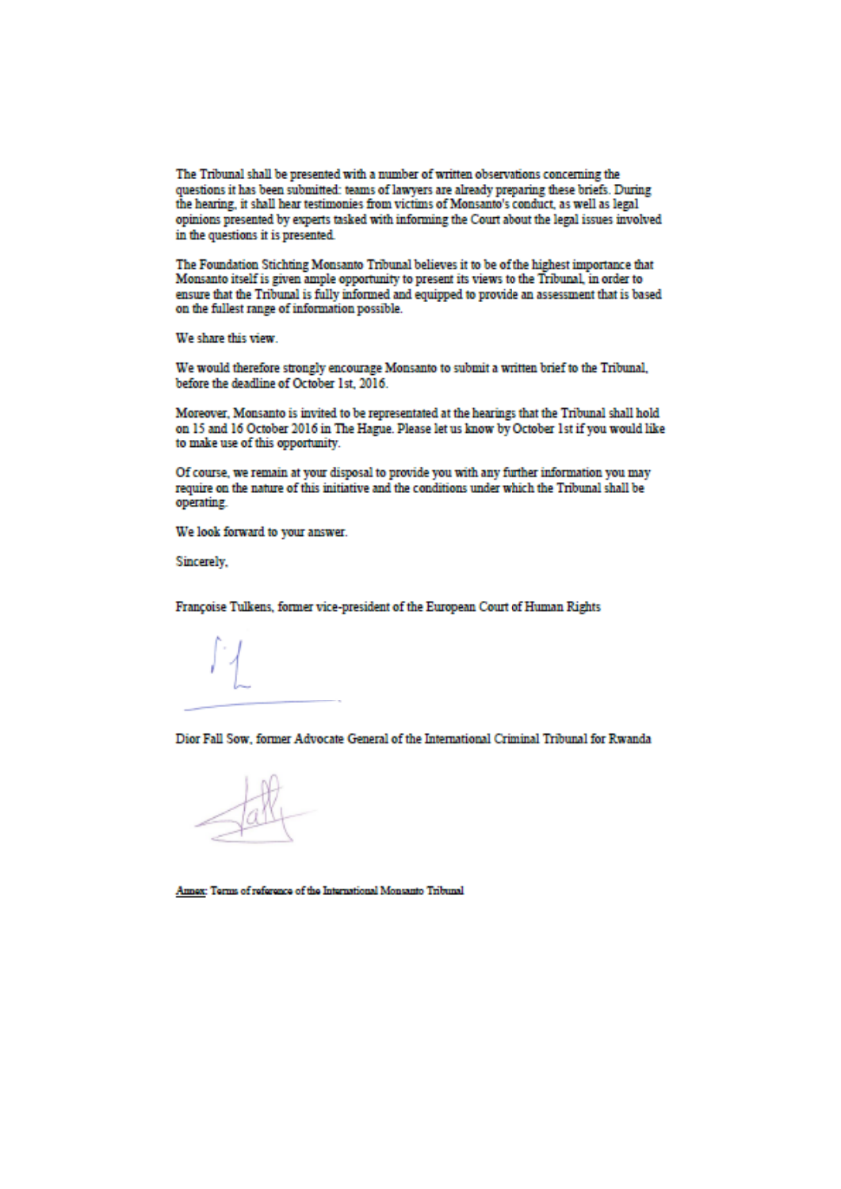The Tribunal shall be presented with a number of written observations concerning the questions it has been submitted: teams of lawyers are already preparing these briefs. During the hearing, it shall hear testimonies from victims of Monsanto's conduct, as well as legal opinions presented by experts tasked with informing the Court about the legal issues involved in the questions it is presented.

The Foundation Stichting Monsanto Tribunal believes it to be of the highest importance that Monsanto itself is given ample opportunity to present its views to the Tribunal, in order to ensure that the Tribunal is fully informed and equipped to provide an assessment that is based on the fullest range of information possible.

We share this view.

We would therefore strongly encourage Monsanto to submit a written brief to the Tribunal, before the deadline of October 1st, 2016.

Moreover, Monsanto is invited to be representated at the hearings that the Tribunal shall hold on 15 and 16 October 2016 in The Hague. Please let us know by October 1st if you would like to make use of this opportunity.

Of course, we remain at your disposal to provide you with any further information you may require on the nature of this initiative and the conditions under which the Tribunal shall be operating.

We look forward to your answer.

Sincerely,

Françoise Tulkens, former vice-president of the European Court of Human Rights

Dior Fall Sow, former Advocate General of the International Criminal Tribunal for Rwanda

Annex: Terms of reference of the International Monsanto Tribunal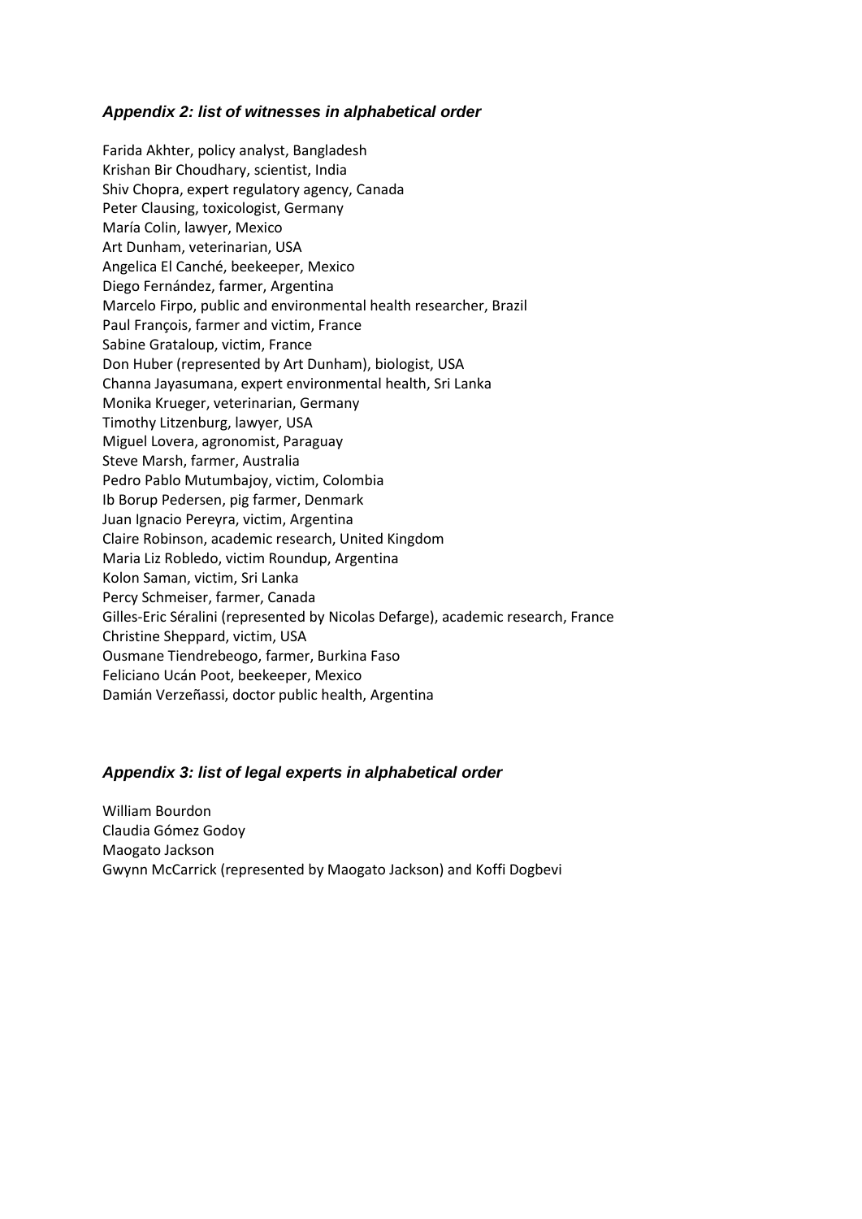### *Appendix 2: list of witnesses in alphabetical order*

Farida Akhter, policy analyst, Bangladesh
Krishan Bir Choudhary, scientist, India
Shiv Chopra, expert regulatory agency, Canada
Peter Clausing, toxicologist, Germany
María Colin, lawyer, Mexico
Art Dunham, veterinarian, USA
Angelica El Canché, beekeeper, Mexico
Diego Fernández, farmer, Argentina
Marcelo Firpo, public and environmental health researcher, Brazil
Paul François, farmer and victim, France
Sabine Grataloup, victim, France
Don Huber (represented by Art Dunham), biologist, USA
Channa Jayasumana, expert environmental health, Sri Lanka
Monika Krueger, veterinarian, Germany
Timothy Litzenburg, lawyer, USA
Miguel Lovera, agronomist, Paraguay
Steve Marsh, farmer, Australia
Pedro Pablo Mutumbajoy, victim, Colombia
Ib Borup Pedersen, pig farmer, Denmark
Juan Ignacio Pereyra, victim, Argentina
Claire Robinson, academic research, United Kingdom
Maria Liz Robledo, victim Roundup, Argentina
Kolon Saman, victim, Sri Lanka
Percy Schmeiser, farmer, Canada
Gilles-Eric Séralini (represented by Nicolas Defarge), academic research, France
Christine Sheppard, victim, USA
Ousmane Tiendrebeogo, farmer, Burkina Faso
Feliciano Ucán Poot, beekeeper, Mexico
Damián Verzeñassi, doctor public health, Argentina

### *Appendix 3: list of legal experts in alphabetical order*

William Bourdon
Claudia Gómez Godoy
Maogato Jackson
Gwynn McCarrick (represented by Maogato Jackson) and Koffi Dogbevi